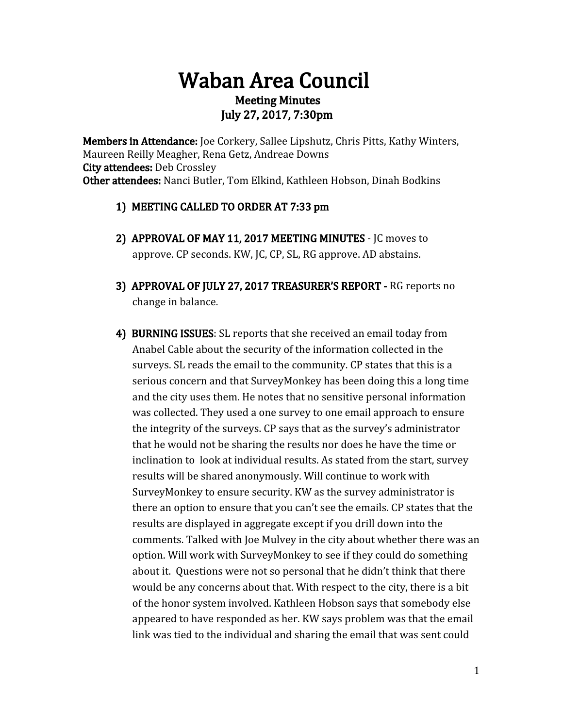# Waban Area Council

### Meeting Minutes
### July 27, 2017, 7:30pm

**Members in Attendance:** Joe Corkery, Sallee Lipshutz, Chris Pitts, Kathy Winters, Maureen Reilly Meagher, Rena Getz, Andreae Downs
**City attendees:** Deb Crossley
**Other attendees:** Nanci Butler, Tom Elkind, Kathleen Hobson, Dinah Bodkins

1) **MEETING CALLED TO ORDER AT 7:33 pm**

2) **APPROVAL OF MAY 11, 2017 MEETING MINUTES** - JC moves to approve. CP seconds. KW, JC, CP, SL, RG approve. AD abstains.

3) **APPROVAL OF JULY 27, 2017 TREASURER'S REPORT -** RG reports no change in balance.

4) **BURNING ISSUES**: SL reports that she received an email today from Anabel Cable about the security of the information collected in the surveys. SL reads the email to the community. CP states that this is a serious concern and that SurveyMonkey has been doing this a long time and the city uses them. He notes that no sensitive personal information was collected. They used a one survey to one email approach to ensure the integrity of the surveys. CP says that as the survey's administrator that he would not be sharing the results nor does he have the time or inclination to look at individual results. As stated from the start, survey results will be shared anonymously. Will continue to work with SurveyMonkey to ensure security. KW as the survey administrator is there an option to ensure that you can't see the emails. CP states that the results are displayed in aggregate except if you drill down into the comments. Talked with Joe Mulvey in the city about whether there was an option. Will work with SurveyMonkey to see if they could do something about it. Questions were not so personal that he didn't think that there would be any concerns about that. With respect to the city, there is a bit of the honor system involved. Kathleen Hobson says that somebody else appeared to have responded as her. KW says problem was that the email link was tied to the individual and sharing the email that was sent could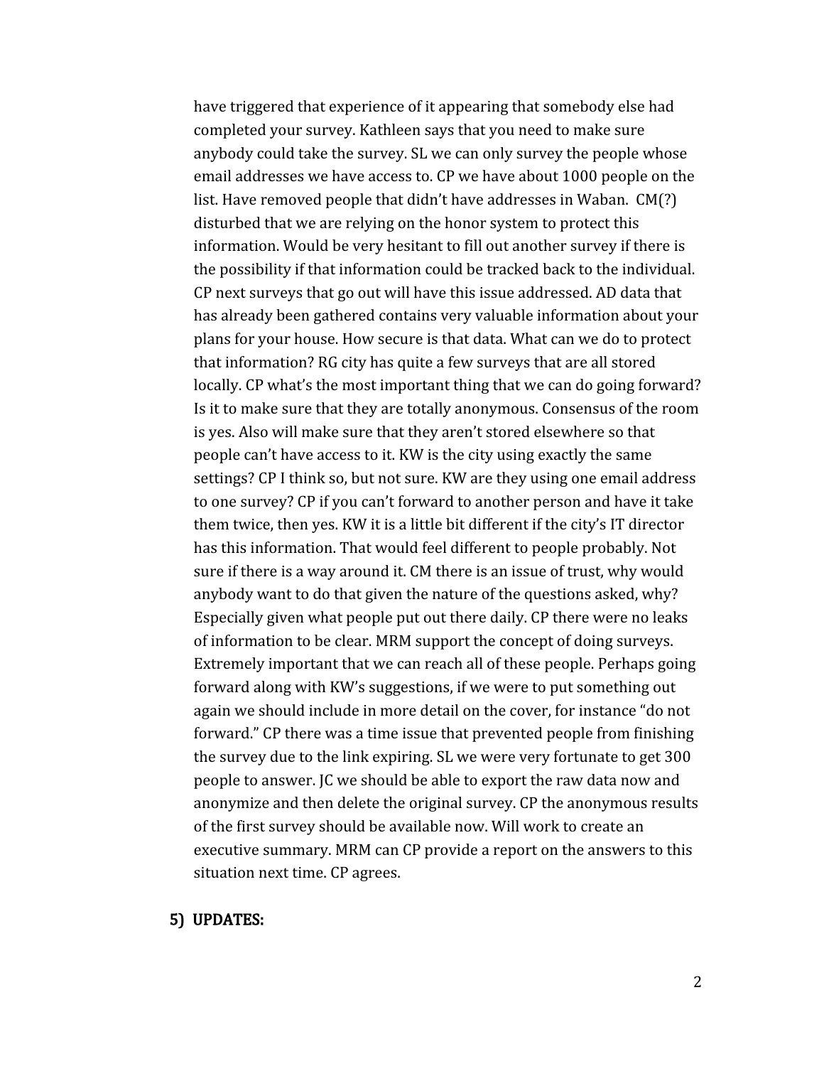have triggered that experience of it appearing that somebody else had completed your survey. Kathleen says that you need to make sure anybody could take the survey. SL we can only survey the people whose email addresses we have access to. CP we have about 1000 people on the list. Have removed people that didn't have addresses in Waban. CM(?) disturbed that we are relying on the honor system to protect this information. Would be very hesitant to fill out another survey if there is the possibility if that information could be tracked back to the individual. CP next surveys that go out will have this issue addressed. AD data that has already been gathered contains very valuable information about your plans for your house. How secure is that data. What can we do to protect that information? RG city has quite a few surveys that are all stored locally. CP what's the most important thing that we can do going forward? Is it to make sure that they are totally anonymous. Consensus of the room is yes. Also will make sure that they aren't stored elsewhere so that people can't have access to it. KW is the city using exactly the same settings? CP I think so, but not sure. KW are they using one email address to one survey? CP if you can't forward to another person and have it take them twice, then yes. KW it is a little bit different if the city's IT director has this information. That would feel different to people probably. Not sure if there is a way around it. CM there is an issue of trust, why would anybody want to do that given the nature of the questions asked, why? Especially given what people put out there daily. CP there were no leaks of information to be clear. MRM support the concept of doing surveys. Extremely important that we can reach all of these people. Perhaps going forward along with KW's suggestions, if we were to put something out again we should include in more detail on the cover, for instance "do not forward." CP there was a time issue that prevented people from finishing the survey due to the link expiring. SL we were very fortunate to get 300 people to answer. JC we should be able to export the raw data now and anonymize and then delete the original survey. CP the anonymous results of the first survey should be available now. Will work to create an executive summary. MRM can CP provide a report on the answers to this situation next time. CP agrees.

## 5) UPDATES: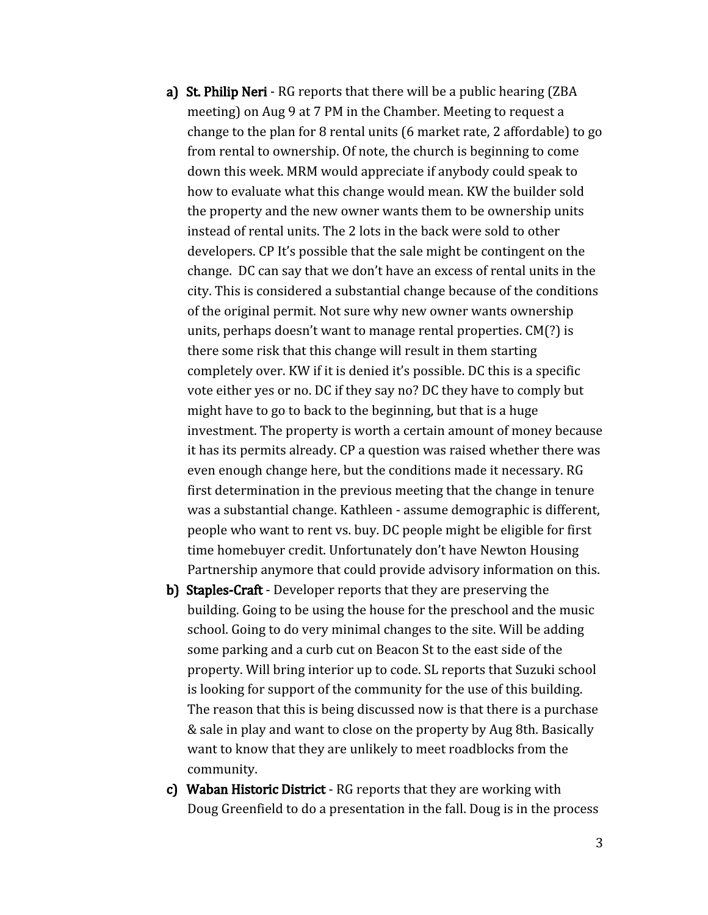a) **St. Philip Neri** - RG reports that there will be a public hearing (ZBA meeting) on Aug 9 at 7 PM in the Chamber. Meeting to request a change to the plan for 8 rental units (6 market rate, 2 affordable) to go from rental to ownership. Of note, the church is beginning to come down this week. MRM would appreciate if anybody could speak to how to evaluate what this change would mean. KW the builder sold the property and the new owner wants them to be ownership units instead of rental units. The 2 lots in the back were sold to other developers. CP It's possible that the sale might be contingent on the change. DC can say that we don't have an excess of rental units in the city. This is considered a substantial change because of the conditions of the original permit. Not sure why new owner wants ownership units, perhaps doesn't want to manage rental properties. CM(?) is there some risk that this change will result in them starting completely over. KW if it is denied it's possible. DC this is a specific vote either yes or no. DC if they say no? DC they have to comply but might have to go to back to the beginning, but that is a huge investment. The property is worth a certain amount of money because it has its permits already. CP a question was raised whether there was even enough change here, but the conditions made it necessary. RG first determination in the previous meeting that the change in tenure was a substantial change. Kathleen - assume demographic is different, people who want to rent vs. buy. DC people might be eligible for first time homebuyer credit. Unfortunately don't have Newton Housing Partnership anymore that could provide advisory information on this.

b) **Staples-Craft** - Developer reports that they are preserving the building. Going to be using the house for the preschool and the music school. Going to do very minimal changes to the site. Will be adding some parking and a curb cut on Beacon St to the east side of the property. Will bring interior up to code. SL reports that Suzuki school is looking for support of the community for the use of this building. The reason that this is being discussed now is that there is a purchase & sale in play and want to close on the property by Aug 8th. Basically want to know that they are unlikely to meet roadblocks from the community.

c) **Waban Historic District** - RG reports that they are working with Doug Greenfield to do a presentation in the fall. Doug is in the process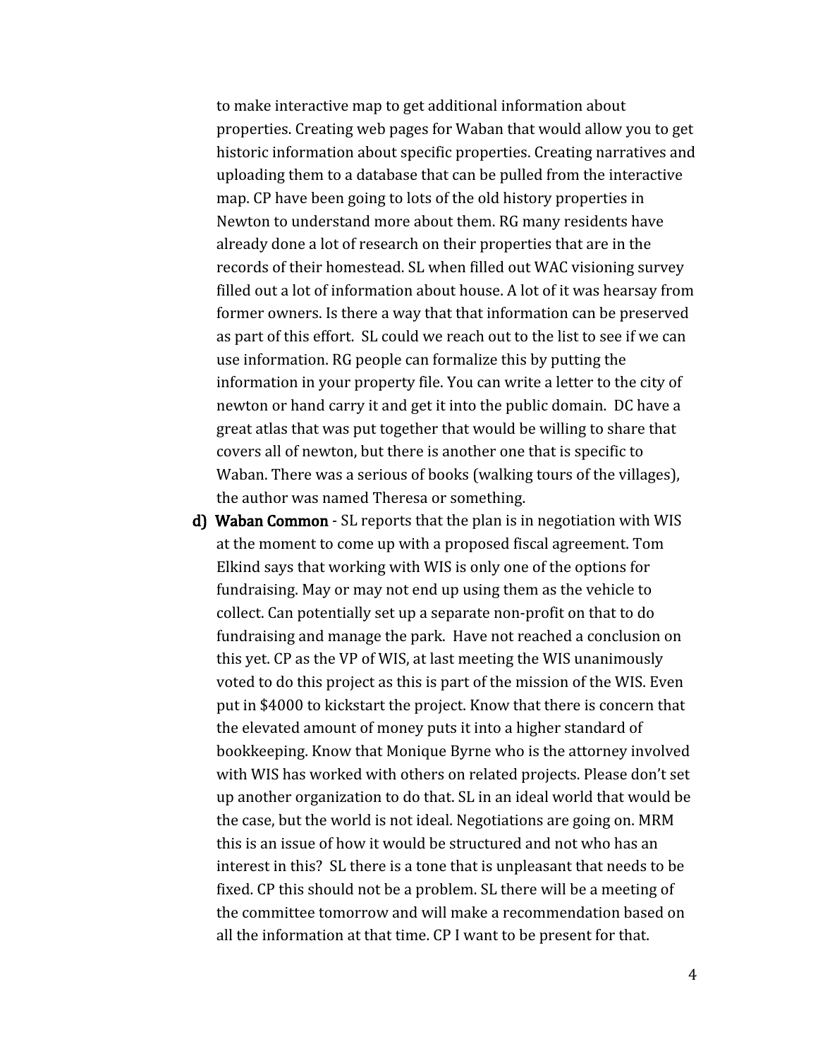to make interactive map to get additional information about properties. Creating web pages for Waban that would allow you to get historic information about specific properties. Creating narratives and uploading them to a database that can be pulled from the interactive map. CP have been going to lots of the old history properties in Newton to understand more about them. RG many residents have already done a lot of research on their properties that are in the records of their homestead. SL when filled out WAC visioning survey filled out a lot of information about house. A lot of it was hearsay from former owners. Is there a way that that information can be preserved as part of this effort. SL could we reach out to the list to see if we can use information. RG people can formalize this by putting the information in your property file. You can write a letter to the city of newton or hand carry it and get it into the public domain. DC have a great atlas that was put together that would be willing to share that covers all of newton, but there is another one that is specific to Waban. There was a serious of books (walking tours of the villages), the author was named Theresa or something.

d) **Waban Common** - SL reports that the plan is in negotiation with WIS at the moment to come up with a proposed fiscal agreement. Tom Elkind says that working with WIS is only one of the options for fundraising. May or may not end up using them as the vehicle to collect. Can potentially set up a separate non-profit on that to do fundraising and manage the park. Have not reached a conclusion on this yet. CP as the VP of WIS, at last meeting the WIS unanimously voted to do this project as this is part of the mission of the WIS. Even put in $4000 to kickstart the project. Know that there is concern that the elevated amount of money puts it into a higher standard of bookkeeping. Know that Monique Byrne who is the attorney involved with WIS has worked with others on related projects. Please don't set up another organization to do that. SL in an ideal world that would be the case, but the world is not ideal. Negotiations are going on. MRM this is an issue of how it would be structured and not who has an interest in this? SL there is a tone that is unpleasant that needs to be fixed. CP this should not be a problem. SL there will be a meeting of the committee tomorrow and will make a recommendation based on all the information at that time. CP I want to be present for that.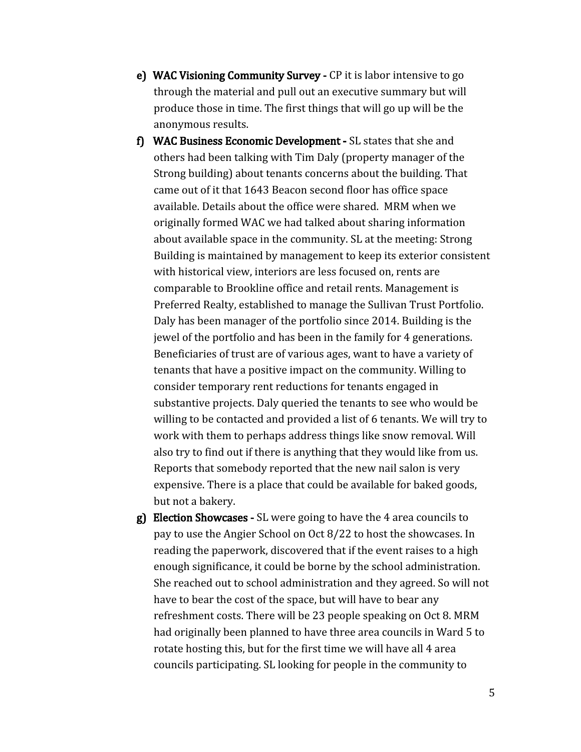e) **WAC Visioning Community Survey -** CP it is labor intensive to go through the material and pull out an executive summary but will produce those in time. The first things that will go up will be the anonymous results.

f) **WAC Business Economic Development -** SL states that she and others had been talking with Tim Daly (property manager of the Strong building) about tenants concerns about the building. That came out of it that 1643 Beacon second floor has office space available. Details about the office were shared. MRM when we originally formed WAC we had talked about sharing information about available space in the community. SL at the meeting: Strong Building is maintained by management to keep its exterior consistent with historical view, interiors are less focused on, rents are comparable to Brookline office and retail rents. Management is Preferred Realty, established to manage the Sullivan Trust Portfolio. Daly has been manager of the portfolio since 2014. Building is the jewel of the portfolio and has been in the family for 4 generations. Beneficiaries of trust are of various ages, want to have a variety of tenants that have a positive impact on the community. Willing to consider temporary rent reductions for tenants engaged in substantive projects. Daly queried the tenants to see who would be willing to be contacted and provided a list of 6 tenants. We will try to work with them to perhaps address things like snow removal. Will also try to find out if there is anything that they would like from us. Reports that somebody reported that the new nail salon is very expensive. There is a place that could be available for baked goods, but not a bakery.

g) **Election Showcases -** SL were going to have the 4 area councils to pay to use the Angier School on Oct 8/22 to host the showcases. In reading the paperwork, discovered that if the event raises to a high enough significance, it could be borne by the school administration. She reached out to school administration and they agreed. So will not have to bear the cost of the space, but will have to bear any refreshment costs. There will be 23 people speaking on Oct 8. MRM had originally been planned to have three area councils in Ward 5 to rotate hosting this, but for the first time we will have all 4 area councils participating. SL looking for people in the community to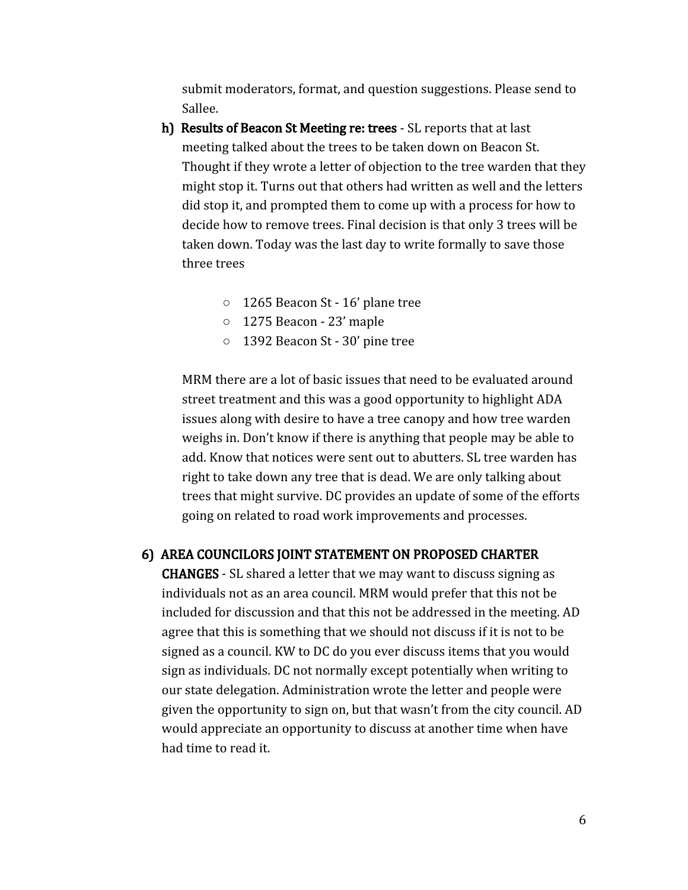submit moderators, format, and question suggestions. Please send to Sallee.

h) **Results of Beacon St Meeting re: trees** - SL reports that at last meeting talked about the trees to be taken down on Beacon St. Thought if they wrote a letter of objection to the tree warden that they might stop it. Turns out that others had written as well and the letters did stop it, and prompted them to come up with a process for how to decide how to remove trees. Final decision is that only 3 trees will be taken down. Today was the last day to write formally to save those three trees

   - 1265 Beacon St - 16' plane tree
   - 1275 Beacon - 23' maple
   - 1392 Beacon St - 30' pine tree

   MRM there are a lot of basic issues that need to be evaluated around street treatment and this was a good opportunity to highlight ADA issues along with desire to have a tree canopy and how tree warden weighs in. Don't know if there is anything that people may be able to add. Know that notices were sent out to abutters. SL tree warden has right to take down any tree that is dead. We are only talking about trees that might survive. DC provides an update of some of the efforts going on related to road work improvements and processes.

6) **AREA COUNCILORS JOINT STATEMENT ON PROPOSED CHARTER CHANGES** - SL shared a letter that we may want to discuss signing as individuals not as an area council. MRM would prefer that this not be included for discussion and that this not be addressed in the meeting. AD agree that this is something that we should not discuss if it is not to be signed as a council. KW to DC do you ever discuss items that you would sign as individuals. DC not normally except potentially when writing to our state delegation. Administration wrote the letter and people were given the opportunity to sign on, but that wasn't from the city council. AD would appreciate an opportunity to discuss at another time when have had time to read it.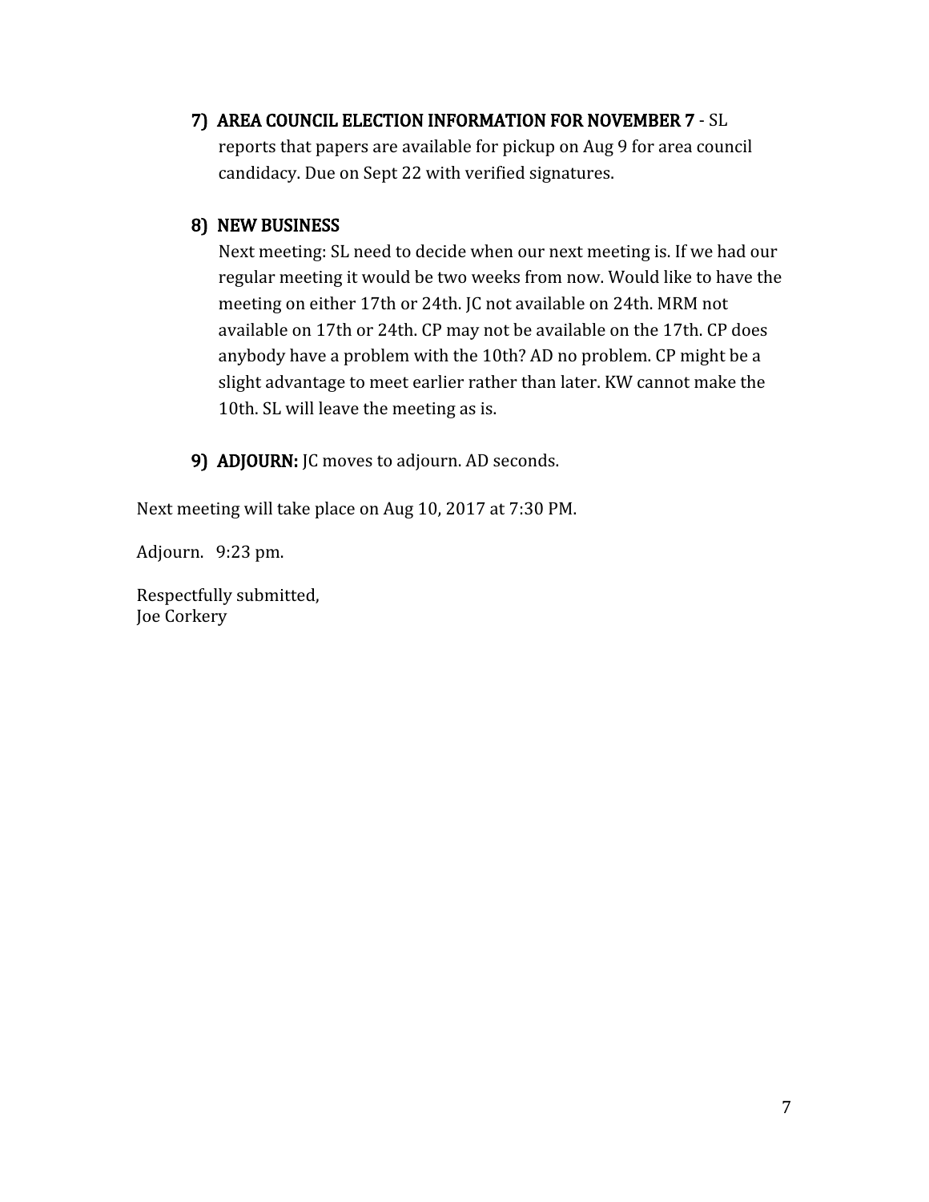7) **AREA COUNCIL ELECTION INFORMATION FOR NOVEMBER 7** - SL reports that papers are available for pickup on Aug 9 for area council candidacy. Due on Sept 22 with verified signatures.

8) **NEW BUSINESS**

   Next meeting: SL need to decide when our next meeting is. If we had our regular meeting it would be two weeks from now. Would like to have the meeting on either 17th or 24th. JC not available on 24th. MRM not available on 17th or 24th. CP may not be available on the 17th. CP does anybody have a problem with the 10th? AD no problem. CP might be a slight advantage to meet earlier rather than later. KW cannot make the 10th. SL will leave the meeting as is.

9) **ADJOURN:** JC moves to adjourn. AD seconds.

Next meeting will take place on Aug 10, 2017 at 7:30 PM.

Adjourn. 9:23 pm.

Respectfully submitted,
Joe Corkery